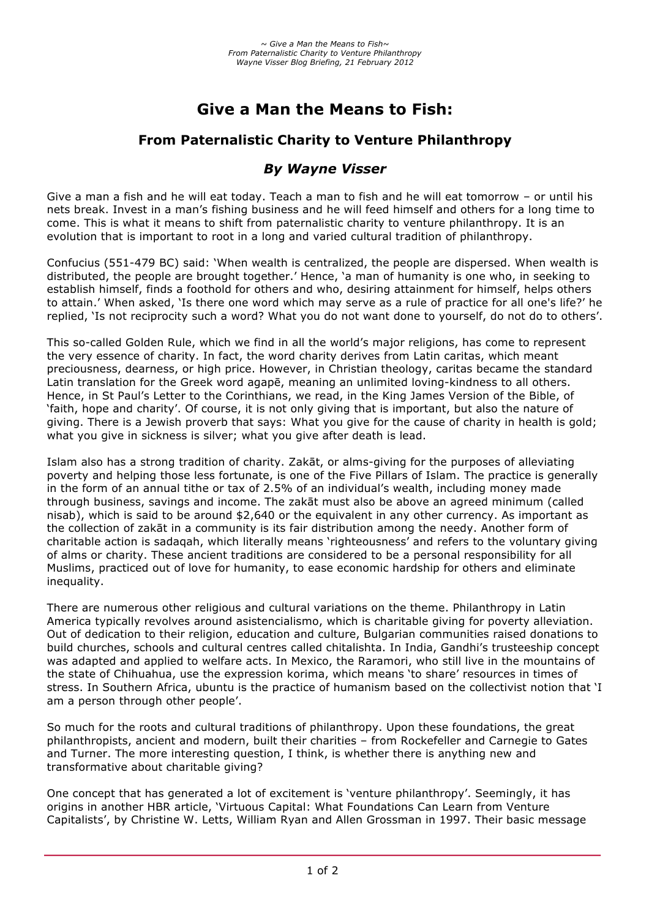# Give a Man the Means to Fish:

## From Paternalistic Charity to Venture Philanthropy

### *By Wayne Visser*

Give a man a fish and he will eat today. Teach a man to fish and he will eat tomorrow – or until his nets break. Invest in a man's fishing business and he will feed himself and others for a long time to come. This is what it means to shift from paternalistic charity to venture philanthropy. It is an evolution that is important to root in a long and varied cultural tradition of philanthropy.

Confucius (551-479 BC) said: 'When wealth is centralized, the people are dispersed. When wealth is distributed, the people are brought together.' Hence, 'a man of humanity is one who, in seeking to establish himself, finds a foothold for others and who, desiring attainment for himself, helps others to attain.' When asked, 'Is there one word which may serve as a rule of practice for all one's life?' he replied, 'Is not reciprocity such a word? What you do not want done to yourself, do not do to others'.

This so-called Golden Rule, which we find in all the world's major religions, has come to represent the very essence of charity. In fact, the word charity derives from Latin caritas, which meant preciousness, dearness, or high price. However, in Christian theology, caritas became the standard Latin translation for the Greek word agapē, meaning an unlimited loving-kindness to all others. Hence, in St Paul's Letter to the Corinthians, we read, in the King James Version of the Bible, of 'faith, hope and charity'. Of course, it is not only giving that is important, but also the nature of giving. There is a Jewish proverb that says: What you give for the cause of charity in health is gold; what you give in sickness is silver; what you give after death is lead.

Islam also has a strong tradition of charity. Zakāt, or alms-giving for the purposes of alleviating poverty and helping those less fortunate, is one of the Five Pillars of Islam. The practice is generally in the form of an annual tithe or tax of 2.5% of an individual's wealth, including money made through business, savings and income. The zakāt must also be above an agreed minimum (called nisab), which is said to be around $2,640 or the equivalent in any other currency. As important as the collection of zakāt in a community is its fair distribution among the needy. Another form of charitable action is sadaqah, which literally means 'righteousness' and refers to the voluntary giving of alms or charity. These ancient traditions are considered to be a personal responsibility for all Muslims, practiced out of love for humanity, to ease economic hardship for others and eliminate inequality.

There are numerous other religious and cultural variations on the theme. Philanthropy in Latin America typically revolves around asistencialismo, which is charitable giving for poverty alleviation. Out of dedication to their religion, education and culture, Bulgarian communities raised donations to build churches, schools and cultural centres called chitalishta. In India, Gandhi's trusteeship concept was adapted and applied to welfare acts. In Mexico, the Raramori, who still live in the mountains of the state of Chihuahua, use the expression korima, which means 'to share' resources in times of stress. In Southern Africa, ubuntu is the practice of humanism based on the collectivist notion that 'I am a person through other people'.

So much for the roots and cultural traditions of philanthropy. Upon these foundations, the great philanthropists, ancient and modern, built their charities – from Rockefeller and Carnegie to Gates and Turner. The more interesting question, I think, is whether there is anything new and transformative about charitable giving?

One concept that has generated a lot of excitement is 'venture philanthropy'. Seemingly, it has origins in another HBR article, 'Virtuous Capital: What Foundations Can Learn from Venture Capitalists', by Christine W. Letts, William Ryan and Allen Grossman in 1997. Their basic message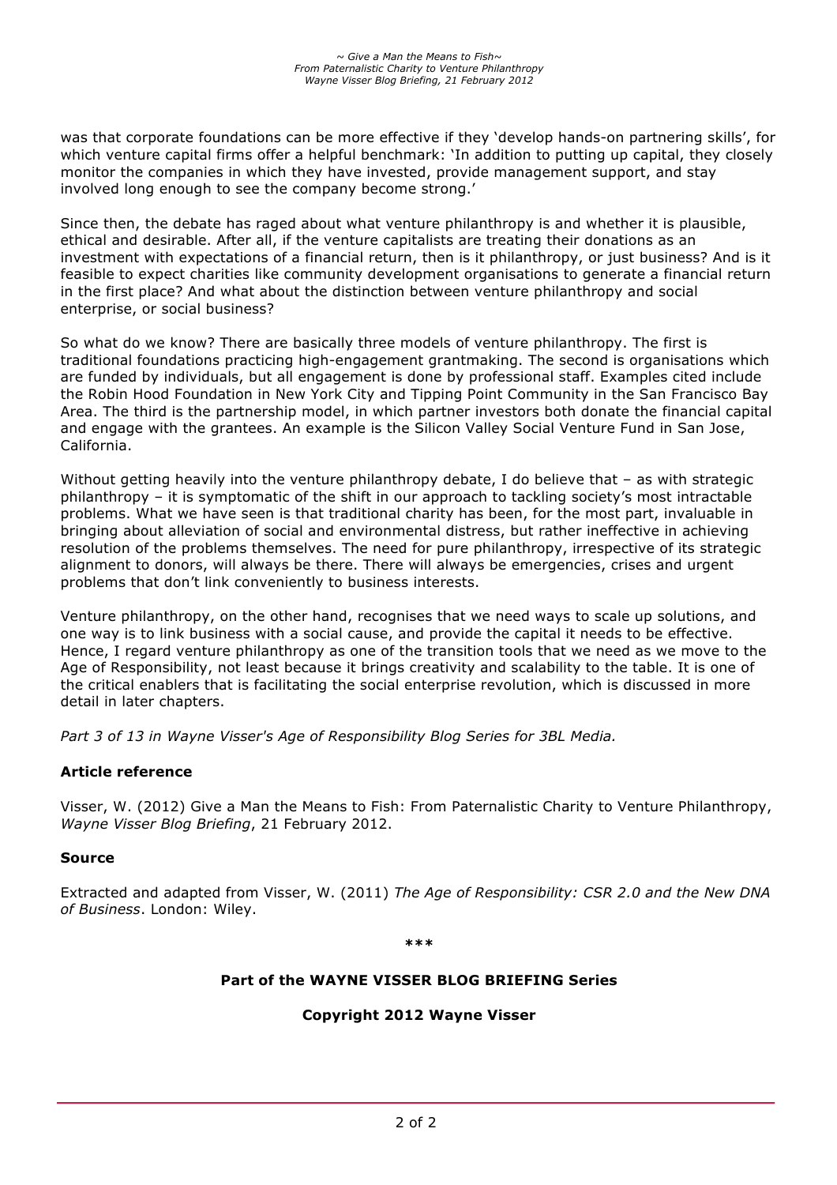was that corporate foundations can be more effective if they 'develop hands-on partnering skills', for which venture capital firms offer a helpful benchmark: 'In addition to putting up capital, they closely monitor the companies in which they have invested, provide management support, and stay involved long enough to see the company become strong.'

Since then, the debate has raged about what venture philanthropy is and whether it is plausible, ethical and desirable. After all, if the venture capitalists are treating their donations as an investment with expectations of a financial return, then is it philanthropy, or just business? And is it feasible to expect charities like community development organisations to generate a financial return in the first place? And what about the distinction between venture philanthropy and social enterprise, or social business?

So what do we know? There are basically three models of venture philanthropy. The first is traditional foundations practicing high-engagement grantmaking. The second is organisations which are funded by individuals, but all engagement is done by professional staff. Examples cited include the Robin Hood Foundation in New York City and Tipping Point Community in the San Francisco Bay Area. The third is the partnership model, in which partner investors both donate the financial capital and engage with the grantees. An example is the Silicon Valley Social Venture Fund in San Jose, California.

Without getting heavily into the venture philanthropy debate, I do believe that – as with strategic philanthropy – it is symptomatic of the shift in our approach to tackling society's most intractable problems. What we have seen is that traditional charity has been, for the most part, invaluable in bringing about alleviation of social and environmental distress, but rather ineffective in achieving resolution of the problems themselves. The need for pure philanthropy, irrespective of its strategic alignment to donors, will always be there. There will always be emergencies, crises and urgent problems that don't link conveniently to business interests.

Venture philanthropy, on the other hand, recognises that we need ways to scale up solutions, and one way is to link business with a social cause, and provide the capital it needs to be effective. Hence, I regard venture philanthropy as one of the transition tools that we need as we move to the Age of Responsibility, not least because it brings creativity and scalability to the table. It is one of the critical enablers that is facilitating the social enterprise revolution, which is discussed in more detail in later chapters.

*Part 3 of 13 in Wayne Visser's Age of Responsibility Blog Series for 3BL Media.*

**Article reference**

Visser, W. (2012) Give a Man the Means to Fish: From Paternalistic Charity to Venture Philanthropy, *Wayne Visser Blog Briefing*, 21 February 2012.

**Source**

Extracted and adapted from Visser, W. (2011) *The Age of Responsibility: CSR 2.0 and the New DNA of Business*. London: Wiley.

**\*\*\***

**Part of the WAYNE VISSER BLOG BRIEFING Series**

**Copyright 2012 Wayne Visser**